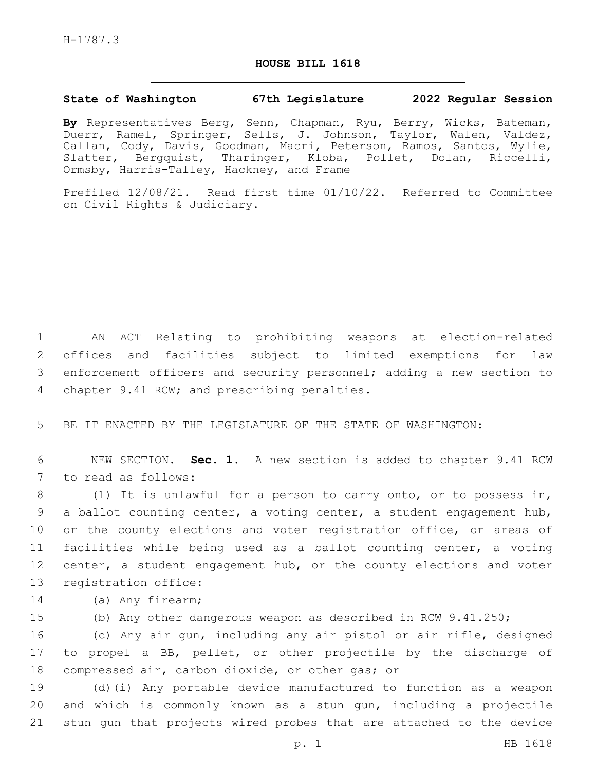H-1787.3

# HOUSE BILL 1618

**State of Washington 67th Legislature 2022 Regular Session**

**By** Representatives Berg, Senn, Chapman, Ryu, Berry, Wicks, Bateman, Duerr, Ramel, Springer, Sells, J. Johnson, Taylor, Walen, Valdez, Callan, Cody, Davis, Goodman, Macri, Peterson, Ramos, Santos, Wylie, Slatter, Bergquist, Tharinger, Kloba, Pollet, Dolan, Riccelli, Ormsby, Harris-Talley, Hackney, and Frame

Prefiled 12/08/21. Read first time 01/10/22. Referred to Committee on Civil Rights & Judiciary.

AN ACT Relating to prohibiting weapons at election-related offices and facilities subject to limited exemptions for law enforcement officers and security personnel; adding a new section to chapter 9.41 RCW; and prescribing penalties.

BE IT ENACTED BY THE LEGISLATURE OF THE STATE OF WASHINGTON:

NEW SECTION. **Sec. 1.** A new section is added to chapter 9.41 RCW to read as follows:

(1) It is unlawful for a person to carry onto, or to possess in, a ballot counting center, a voting center, a student engagement hub, or the county elections and voter registration office, or areas of facilities while being used as a ballot counting center, a voting center, a student engagement hub, or the county elections and voter registration office:

(a) Any firearm;

(b) Any other dangerous weapon as described in RCW 9.41.250;

(c) Any air gun, including any air pistol or air rifle, designed to propel a BB, pellet, or other projectile by the discharge of compressed air, carbon dioxide, or other gas; or

(d)(i) Any portable device manufactured to function as a weapon and which is commonly known as a stun gun, including a projectile stun gun that projects wired probes that are attached to the device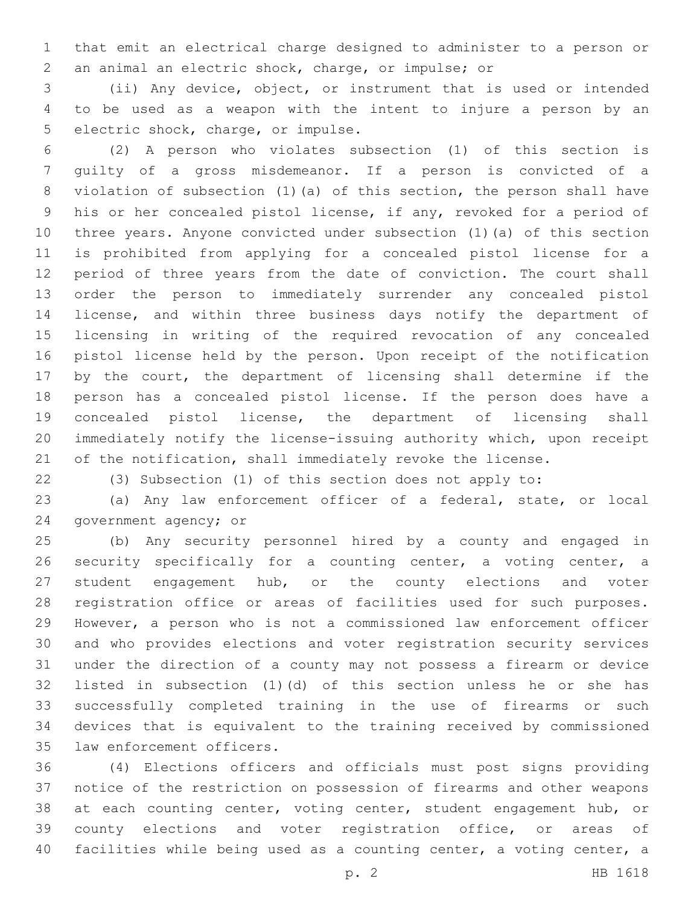that emit an electrical charge designed to administer to a person or an animal an electric shock, charge, or impulse; or

(ii) Any device, object, or instrument that is used or intended to be used as a weapon with the intent to injure a person by an electric shock, charge, or impulse.

(2) A person who violates subsection (1) of this section is guilty of a gross misdemeanor. If a person is convicted of a violation of subsection (1)(a) of this section, the person shall have his or her concealed pistol license, if any, revoked for a period of three years. Anyone convicted under subsection (1)(a) of this section is prohibited from applying for a concealed pistol license for a period of three years from the date of conviction. The court shall order the person to immediately surrender any concealed pistol license, and within three business days notify the department of licensing in writing of the required revocation of any concealed pistol license held by the person. Upon receipt of the notification by the court, the department of licensing shall determine if the person has a concealed pistol license. If the person does have a concealed pistol license, the department of licensing shall immediately notify the license-issuing authority which, upon receipt of the notification, shall immediately revoke the license.

(3) Subsection (1) of this section does not apply to:

(a) Any law enforcement officer of a federal, state, or local government agency; or

(b) Any security personnel hired by a county and engaged in security specifically for a counting center, a voting center, a student engagement hub, or the county elections and voter registration office or areas of facilities used for such purposes. However, a person who is not a commissioned law enforcement officer and who provides elections and voter registration security services under the direction of a county may not possess a firearm or device listed in subsection (1)(d) of this section unless he or she has successfully completed training in the use of firearms or such devices that is equivalent to the training received by commissioned law enforcement officers.

(4) Elections officers and officials must post signs providing notice of the restriction on possession of firearms and other weapons at each counting center, voting center, student engagement hub, or county elections and voter registration office, or areas of facilities while being used as a counting center, a voting center, a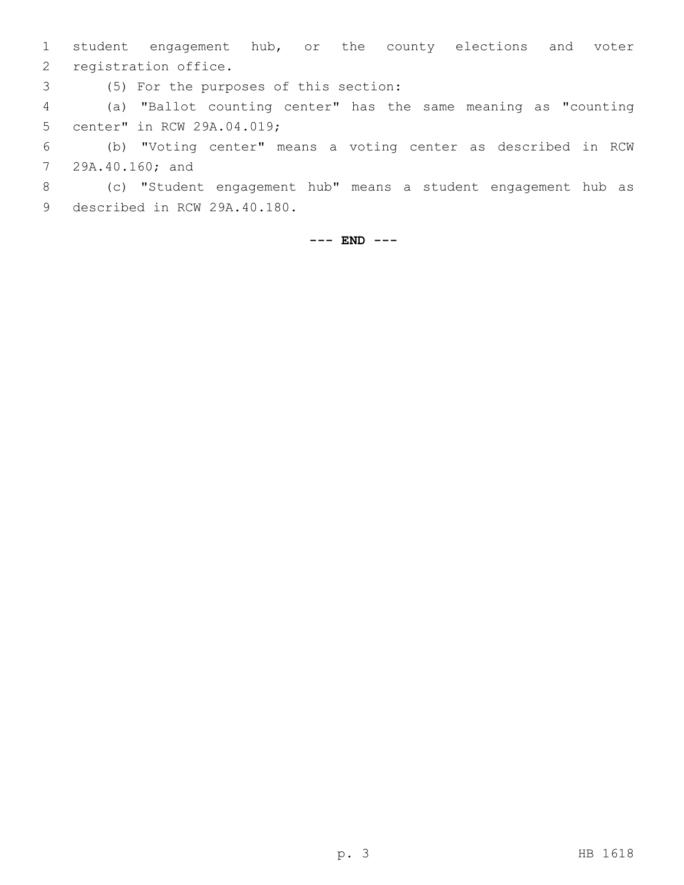student engagement hub, or the county elections and voter registration office.

(5) For the purposes of this section:

(a) "Ballot counting center" has the same meaning as "counting center" in RCW 29A.04.019;

(b) "Voting center" means a voting center as described in RCW 29A.40.160; and

(c) "Student engagement hub" means a student engagement hub as described in RCW 29A.40.180.

**--- END ---**